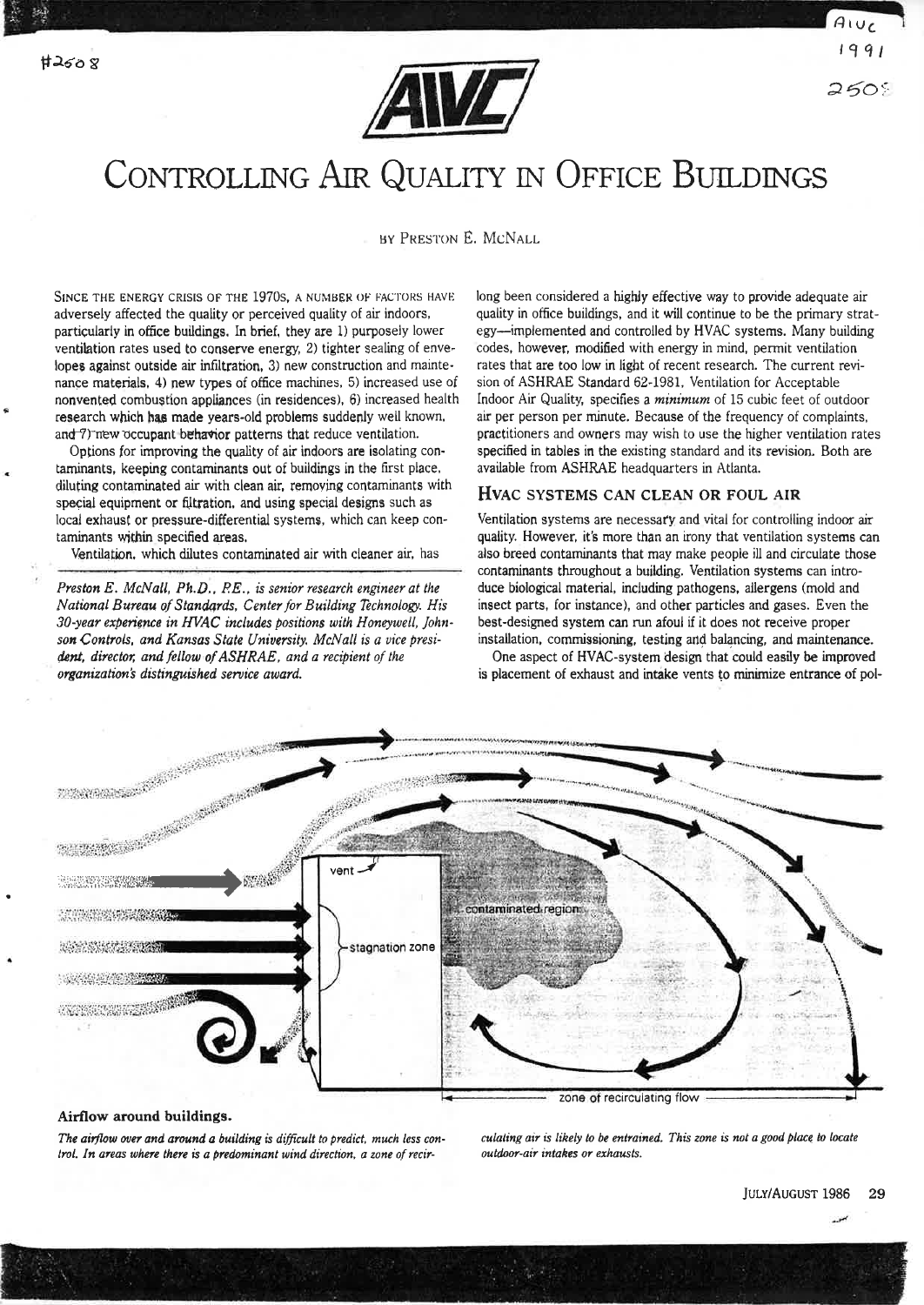# Controlling Air Quality in Office Buildings

By Preston E. McNall

Since the energy crisis of the 1970s, a number of factors have adversely affected the quality or perceived quality of air indoors, particularly in office buildings. In brief, they are 1) purposely lower ventilation rates used to conserve energy, 2) tighter sealing of envelopes against outside air infiltration, 3) new construction and maintenance materials, 4) new types of office machines, 5) increased use of nonvented combustion appliances (in residences), 6) increased health research which has made years-old problems suddenly well known, and 7) new occupant behavior patterns that reduce ventilation.

Options for improving the quality of air indoors are isolating contaminants, keeping contaminants out of buildings in the first place, diluting contaminated air with clean air, removing contaminants with special equipment or filtration, and using special designs such as local exhaust or pressure-differential systems, which can keep contaminants within specified areas.

Ventilation, which dilutes contaminated air with cleaner air, has long been considered a highly effective way to provide adequate air quality in office buildings, and it will continue to be the primary strategy—implemented and controlled by HVAC systems. Many building codes, however, modified with energy in mind, permit ventilation rates that are too low in light of recent research. The current revision of ASHRAE Standard 62-1981, Ventilation for Acceptable Indoor Air Quality, specifies a *minimum* of 15 cubic feet of outdoor air per person per minute. Because of the frequency of complaints, practitioners and owners may wish to use the higher ventilation rates specified in tables in the existing standard and its revision. Both are available from ASHRAE headquarters in Atlanta.

*Preston E. McNall, Ph.D., P.E., is senior research engineer at the National Bureau of Standards, Center for Building Technology. His 30-year experience in HVAC includes positions with Honeywell, Johnson Controls, and Kansas State University. McNall is a vice president, director, and fellow of ASHRAE, and a recipient of the organization's distinguished service award.*

## HVAC systems can clean or foul air

Ventilation systems are necessary and vital for controlling indoor air quality. However, it's more than an irony that ventilation systems can also breed contaminants that may make people ill and circulate those contaminants throughout a building. Ventilation systems can introduce biological material, including pathogens, allergens (mold and insect parts, for instance), and other particles and gases. Even the best-designed system can run afoul if it does not receive proper installation, commissioning, testing and balancing, and maintenance.

One aspect of HVAC-system design that could easily be improved is placement of exhaust and intake vents to minimize entrance of pol-

**Airflow around buildings.**

*The airflow over and around a building is difficult to predict, much less control. In areas where there is a predominant wind direction, a zone of recirculating air is likely to be entrained. This zone is not a good place to locate outdoor-air intakes or exhausts.*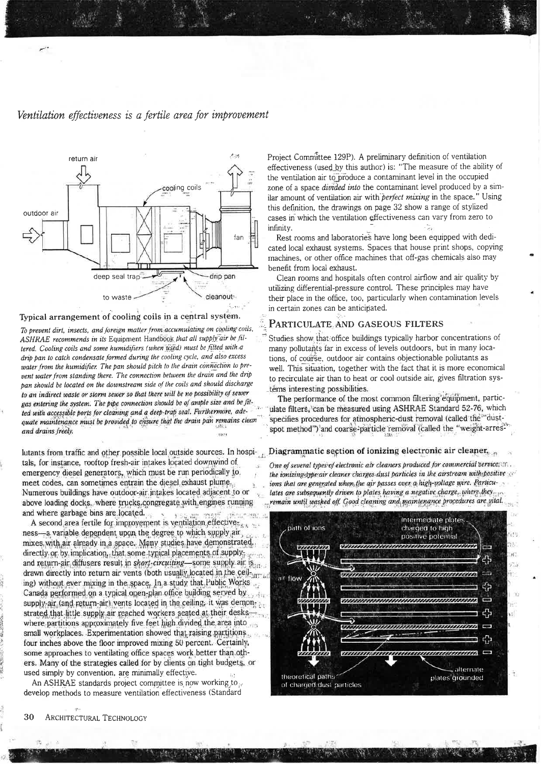*Ventilation effectiveness is a fertile area for improvement*

**Typical arrangement of cooling coils in a central system.**

*To prevent dirt, insects, and foreign matter from accumulating on cooling coils, ASHRAE recommends in its* Equipment Handbook *that all supply air be filtered. Cooling coils and some humidifiers (when used) must be fitted with a drip pan to catch condensate formed during the cooling cycle, and also excess water from the humidifier. The pan should pitch to the drain connection to prevent water from standing there. The connection between the drain and the drip pan should be located on the downstream side of the coils and should discharge to an indirect waste or storm sewer so that there will be no possibility of sewer gas entering the system. The pipe connection should be of ample size and be fitted with accessible ports for cleaning and a deep-trap seal. Furthermore, adequate maintenance must be provided to ensure that the drain pan remains clean and drains freely.*

lutants from traffic and other possible local outside sources. In hospitals, for instance, rooftop fresh-air intakes located downwind of emergency diesel generators, which must be run periodically to meet codes, can sometimes entrain the diesel exhaust plume. Numerous buildings have outdoor-air intakes located adjacent to or above loading docks, where trucks congregate with engines running and where garbage bins are located.

A second area fertile for improvement is ventilation effectiveness—a variable dependent upon the degree to which supply air mixes with air already in a space. Many studies have demonstrated, directly or by implication, that some typical placements of supply- and return-air diffusers result in *short-circuiting*—some supply air is drawn directly into return air vents (both usually located in the ceiling) without ever mixing in the space. In a study that Public Works Canada performed on a typical open-plan office building served by supply-air (and return-air) vents located in the ceiling, it was demonstrated that little supply air reached workers seated at their desks—where partitions approximately five feet high divided the area into small workplaces. Experimentation showed that raising partitions four inches above the floor improved mixing 50 percent. Certainly, some approaches to ventilating office spaces work better than others. Many of the strategies called for by clients on tight budgets, or used simply by convention, are minimally effective.

An ASHRAE standards project committee is now working to develop methods to measure ventilation effectiveness (Standard Project Committee 129P). A preliminary definition of ventilation effectiveness (used by this author) is: "The measure of the ability of the ventilation air to produce a contaminant level in the occupied zone of a space *divided into* the contaminant level produced by a similar amount of ventilation air with *perfect mixing* in the space." Using this definition, the drawings on page 32 show a range of stylized cases in which the ventilation effectiveness can vary from zero to infinity.

Rest rooms and laboratories have long been equipped with dedicated local exhaust systems. Spaces that house print shops, copying machines, or other office machines that off-gas chemicals also may benefit from local exhaust.

Clean rooms and hospitals often control airflow and air quality by utilizing differential-pressure control. These principles may have their place in the office, too, particularly when contamination levels in certain zones can be anticipated.

## Particulate and gaseous filters

Studies show that office buildings typically harbor concentrations of many pollutants far in excess of levels outdoors, but in many locations, of course, outdoor air contains objectionable pollutants as well. This situation, together with the fact that it is more economical to recirculate air than to heat or cool outside air, gives filtration systems interesting possibilities.

The performance of the most common filtering equipment, particulate filters, can be measured using ASHRAE Standard 52-76, which specifies procedures for atmospheric-dust removal (called the "dust-spot method") and coarse-particle removal (called the "weight-arres-

**Diagrammatic section of ionizing electronic air cleaner.**

*One of several types of electronic air cleaners produced for commercial service, the ionizing-type air cleaner charges dust particles in the airstream with positive ions that are generated when the air passes over a high-voltage wire. Particulates are subsequently driven to plates having a negative charge, where they remain until washed off. Good cleaning and maintenance procedures are vital.*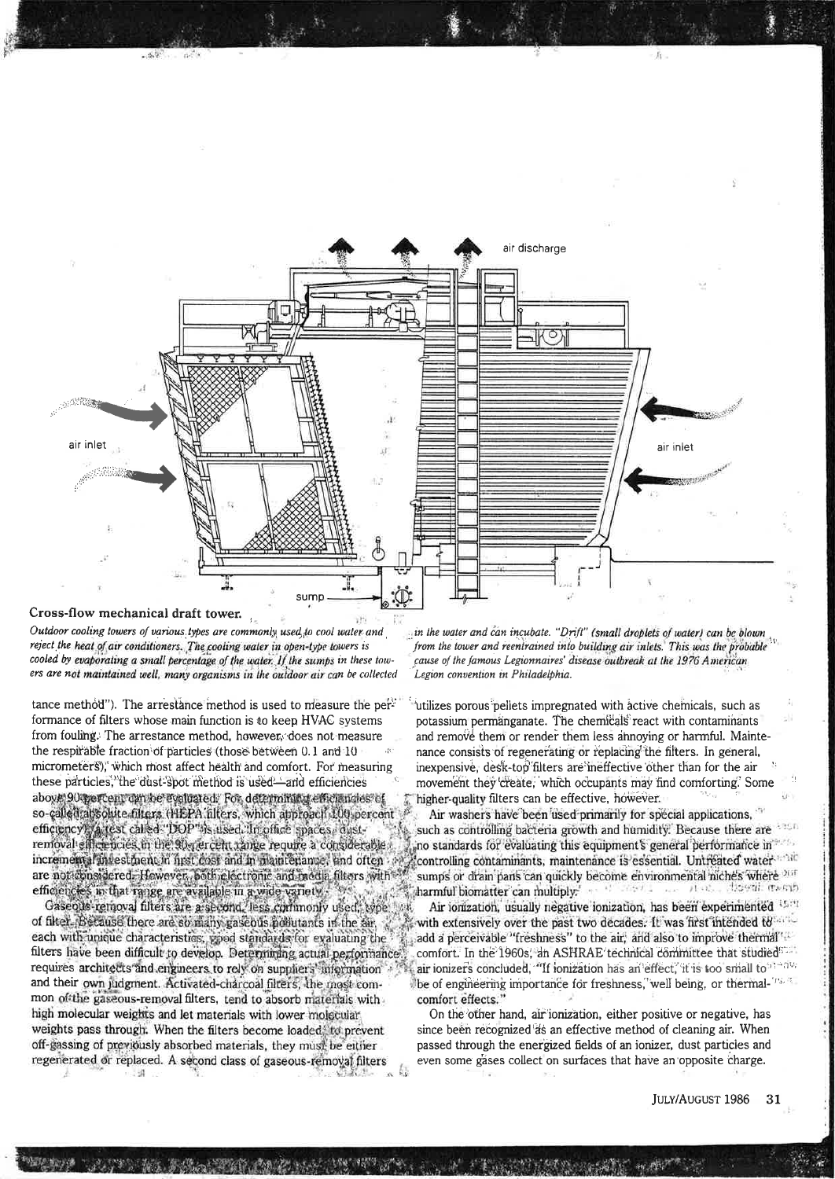**Cross-flow mechanical draft tower.**

*Outdoor cooling towers of various types are commonly used to cool water and reject the heat of air conditioners. The cooling water in open-type towers is cooled by evaporating a small percentage of the water. If the sumps in these towers are not maintained well, many organisms in the outdoor air can be collected in the water and can incubate. "Drift" (small droplets of water) can be blown from the tower and reentrained into building air inlets. This was the probable cause of the famous Legionnaires' disease outbreak at the 1976 American Legion convention in Philadelphia.*

tance method"). The arrestance method is used to measure the performance of filters whose main function is to keep HVAC systems from fouling. The arrestance method, however, does not measure the respirable fraction of particles (those between 0.1 and 10 micrometers), which most affect health and comfort. For measuring these particles, the dust-spot method is used—and efficiencies above 90 percent can be evaluated. For determining efficiencies of so-called absolute filters (HEPA filters, which approach 100 percent efficiency), a test called "DOP" is used. In office spaces, dust-removal efficiencies in the 90-percent range require a considerable incremental investment in first cost and in maintenance, and often are not considered. However, both electronic and media filters with efficiencies in that range are available in a wide variety.

Gaseous-removal filters are a second, less commonly used, type of filter. Because there are so many gaseous pollutants in the air, each with unique characteristics, good standards for evaluating the filters have been difficult to develop. Determining actual performance requires architects and engineers to rely on suppliers' information and their own judgment. Activated-charcoal filters, the most common of the gaseous-removal filters, tend to absorb materials with high molecular weights and let materials with lower molecular weights pass through. When the filters become loaded, to prevent off-gassing of previously absorbed materials, they must be either regenerated or replaced. A second class of gaseous-removal filters utilizes porous pellets impregnated with active chemicals, such as potassium permanganate. The chemicals react with contaminants and remove them or render them less annoying or harmful. Maintenance consists of regenerating or replacing the filters. In general, inexpensive, desk-top filters are ineffective other than for the air movement they create, which occupants may find comforting. Some higher-quality filters can be effective, however.

Air washers have been used primarily for special applications, such as controlling bacteria growth and humidity. Because there are no standards for evaluating this equipment's general performance in controlling contaminants, maintenance is essential. Untreated water sumps or drain pans can quickly become environmental niches where harmful biomatter can multiply.

Air ionization, usually negative ionization, has been experimented with extensively over the past two decades. It was first intended to add a perceivable "freshness" to the air, and also to improve thermal comfort. In the 1960s, an ASHRAE technical committee that studied air ionizers concluded, "If ionization has an effect, it is too small to be of engineering importance for freshness, well being, or thermal-comfort effects."

On the other hand, air ionization, either positive or negative, has since been recognized as an effective method of cleaning air. When passed through the energized fields of an ionizer, dust particles and even some gases collect on surfaces that have an opposite charge.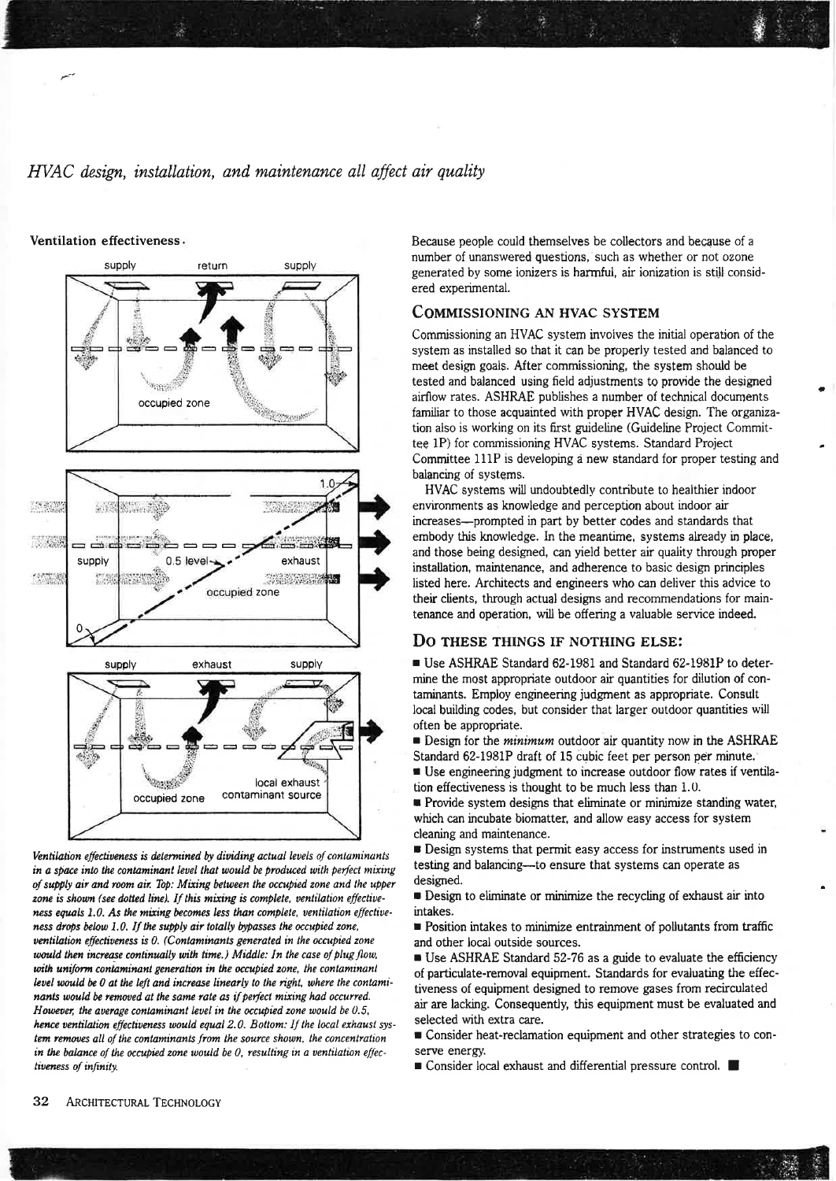*HVAC design, installation, and maintenance all affect air quality*

**Ventilation effectiveness.**

supply
return
supply
occupied zone

1.0
supply
0.5 level
exhaust
occupied zone
0

supply
exhaust
supply
local exhaust
occupied zone
contaminant source

*Ventilation effectiveness is determined by dividing actual levels of contaminants in a space into the contaminant level that would be produced with perfect mixing of supply air and room air. Top: Mixing between the occupied zone and the upper zone is shown (see dotted line). If this mixing is complete, ventilation effectiveness equals 1.0. As the mixing becomes less than complete, ventilation effectiveness drops below 1.0. If the supply air totally bypasses the occupied zone, ventilation effectiveness is 0. (Contaminants generated in the occupied zone would then increase continually with time.) Middle: In the case of plug flow, with uniform contaminant generation in the occupied zone, the contaminant level would be 0 at the left and increase linearly to the right, where the contaminants would be removed at the same rate as if perfect mixing had occurred. However, the average contaminant level in the occupied zone would be 0.5, hence ventilation effectiveness would equal 2.0. Bottom: If the local exhaust system removes all of the contaminants from the source shown, the concentration in the balance of the occupied zone would be 0, resulting in a ventilation effectiveness of infinity.*

Because people could themselves be collectors and because of a number of unanswered questions, such as whether or not ozone generated by some ionizers is harmful, air ionization is still considered experimental.

## Commissioning an HVAC system

Commissioning an HVAC system involves the initial operation of the system as installed so that it can be properly tested and balanced to meet design goals. After commissioning, the system should be tested and balanced using field adjustments to provide the designed airflow rates. ASHRAE publishes a number of technical documents familiar to those acquainted with proper HVAC design. The organization also is working on its first guideline (Guideline Project Committee 1P) for commissioning HVAC systems. Standard Project Committee 111P is developing a new standard for proper testing and balancing of systems.

HVAC systems will undoubtedly contribute to healthier indoor environments as knowledge and perception about indoor air increases—prompted in part by better codes and standards that embody this knowledge. In the meantime, systems already in place, and those being designed, can yield better air quality through proper installation, maintenance, and adherence to basic design principles listed here. Architects and engineers who can deliver this advice to their clients, through actual designs and recommendations for maintenance and operation, will be offering a valuable service indeed.

## Do these things if nothing else:

- Use ASHRAE Standard 62-1981 and Standard 62-1981P to determine the most appropriate outdoor air quantities for dilution of contaminants. Employ engineering judgment as appropriate. Consult local building codes, but consider that larger outdoor quantities will often be appropriate.
- Design for the *minimum* outdoor air quantity now in the ASHRAE Standard 62-1981P draft of 15 cubic feet per person per minute.
- Use engineering judgment to increase outdoor flow rates if ventilation effectiveness is thought to be much less than 1.0.
- Provide system designs that eliminate or minimize standing water, which can incubate biomatter, and allow easy access for system cleaning and maintenance.
- Design systems that permit easy access for instruments used in testing and balancing—to ensure that systems can operate as designed.
- Design to eliminate or minimize the recycling of exhaust air into intakes.
- Position intakes to minimize entrainment of pollutants from traffic and other local outside sources.
- Use ASHRAE Standard 52-76 as a guide to evaluate the efficiency of particulate-removal equipment. Standards for evaluating the effectiveness of equipment designed to remove gases from recirculated air are lacking. Consequently, this equipment must be evaluated and selected with extra care.
- Consider heat-reclamation equipment and other strategies to conserve energy.
- Consider local exhaust and differential pressure control. ■